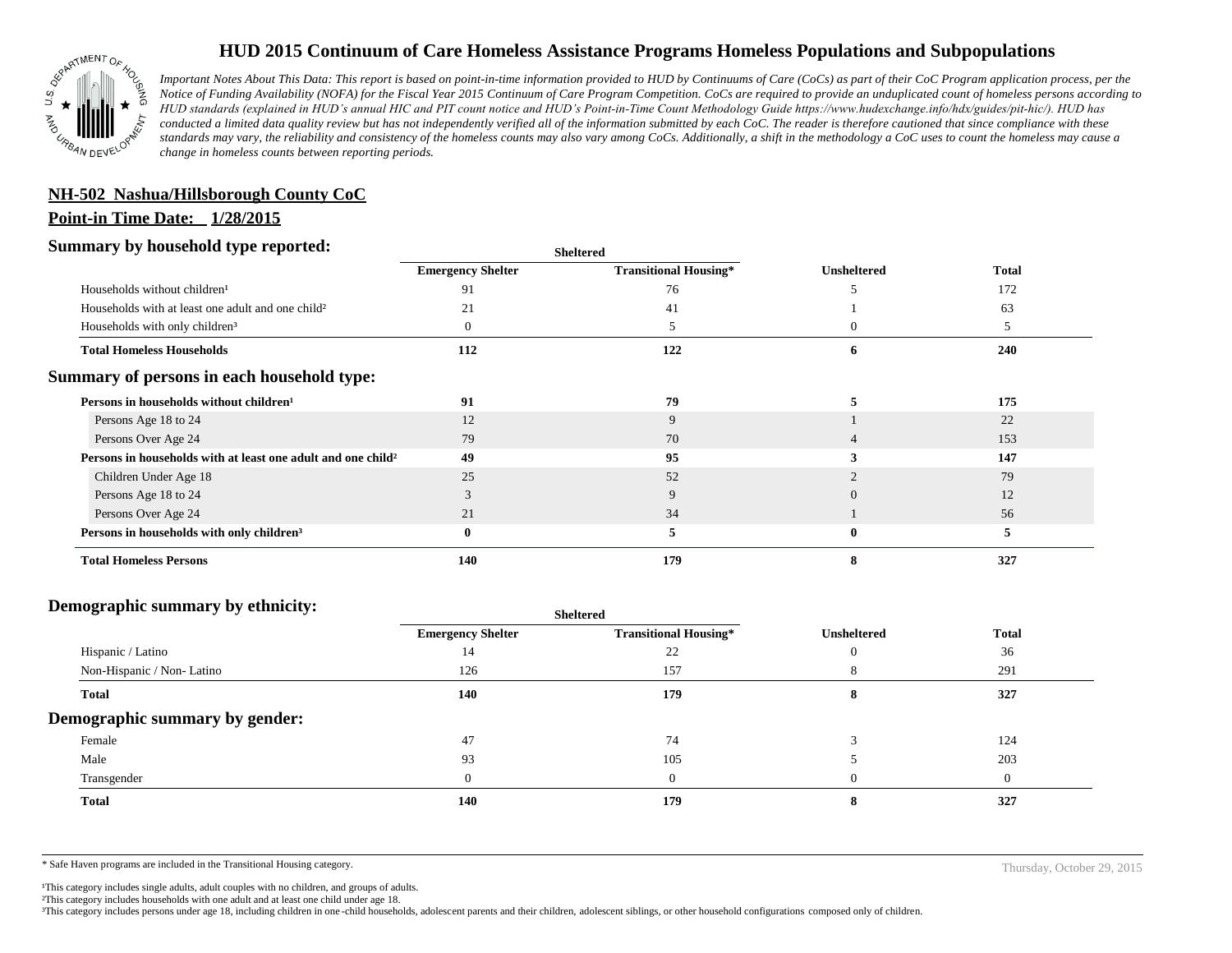# HUD 2015 Continuum of Care Homeless Assistance Programs Homeless Populations and Subpopulations

*Important Notes About This Data: This report is based on point-in-time information provided to HUD by Continuums of Care (CoCs) as part of their CoC Program application process, per the Notice of Funding Availability (NOFA) for the Fiscal Year 2015 Continuum of Care Program Competition. CoCs are required to provide an unduplicated count of homeless persons according to HUD standards (explained in HUD's annual HIC and PIT count notice and HUD's Point-in-Time Count Methodology Guide https://www.hudexchange.info/hdx/guides/pit-hic/). HUD has conducted a limited data quality review but has not independently verified all of the information submitted by each CoC. The reader is therefore cautioned that since compliance with these standards may vary, the reliability and consistency of the homeless counts may also vary among CoCs. Additionally, a shift in the methodology a CoC uses to count the homeless may cause a change in homeless counts between reporting periods.*

**NH-502 Nashua/Hillsborough County CoC**

**Point-in Time Date: 1/28/2015**

## Summary by household type reported:

| | Sheltered | | | |
|---|---|---|---|---|
| | Emergency Shelter | Transitional Housing* | Unsheltered | Total |
| Households without children[1] | 91 | 76 | 5 | 172 |
| Households with at least one adult and one child[2] | 21 | 41 | 1 | 63 |
| Households with only children[3] | 0 | 5 | 0 | 5 |
| **Total Homeless Households** | **112** | **122** | **6** | **240** |

## Summary of persons in each household type:

| | Emergency Shelter | Transitional Housing* | Unsheltered | Total |
|---|---|---|---|---|
| **Persons in households without children[1]** | **91** | **79** | **5** | **175** |
| Persons Age 18 to 24 | 12 | 9 | 1 | 22 |
| Persons Over Age 24 | 79 | 70 | 4 | 153 |
| **Persons in households with at least one adult and one child[2]** | **49** | **95** | **3** | **147** |
| Children Under Age 18 | 25 | 52 | 2 | 79 |
| Persons Age 18 to 24 | 3 | 9 | 0 | 12 |
| Persons Over Age 24 | 21 | 34 | 1 | 56 |
| **Persons in households with only children[3]** | **0** | **5** | **0** | **5** |
| **Total Homeless Persons** | **140** | **179** | **8** | **327** |

## Demographic summary by ethnicity:

| | Sheltered | | | |
|---|---|---|---|---|
| | Emergency Shelter | Transitional Housing* | Unsheltered | Total |
| Hispanic / Latino | 14 | 22 | 0 | 36 |
| Non-Hispanic / Non- Latino | 126 | 157 | 8 | 291 |
| **Total** | **140** | **179** | **8** | **327** |

## Demographic summary by gender:

| | Emergency Shelter | Transitional Housing* | Unsheltered | Total |
|---|---|---|---|---|
| Female | 47 | 74 | 3 | 124 |
| Male | 93 | 105 | 5 | 203 |
| Transgender | 0 | 0 | 0 | 0 |
| **Total** | **140** | **179** | **8** | **327** |

\* Safe Haven programs are included in the Transitional Housing category.

Thursday, October 29, 2015

[1]This category includes single adults, adult couples with no children, and groups of adults.
[2]This category includes households with one adult and at least one child under age 18.
[3]This category includes persons under age 18, including children in one-child households, adolescent parents and their children, adolescent siblings, or other household configurations composed only of children.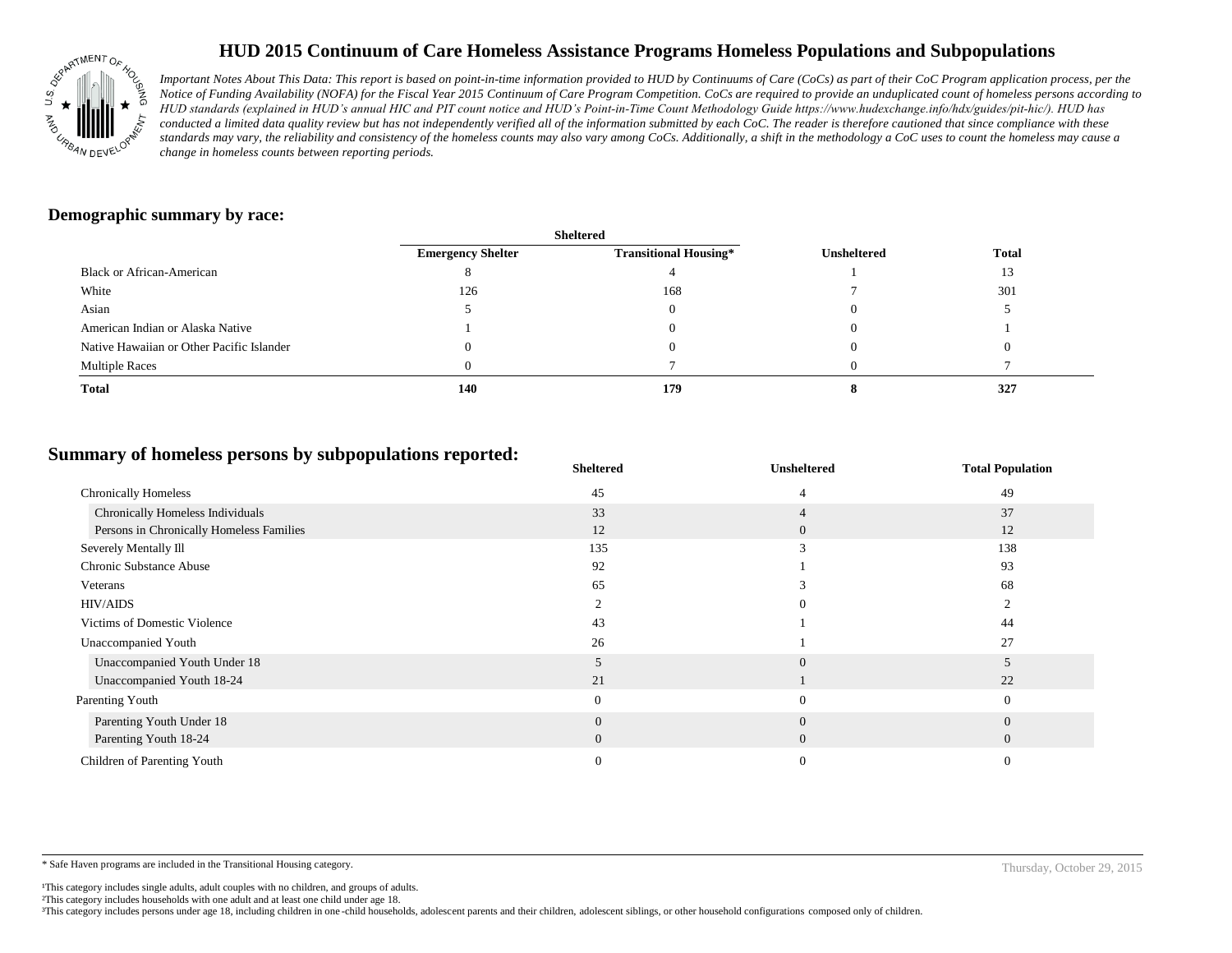# HUD 2015 Continuum of Care Homeless Assistance Programs Homeless Populations and Subpopulations

*Important Notes About This Data: This report is based on point-in-time information provided to HUD by Continuums of Care (CoCs) as part of their CoC Program application process, per the Notice of Funding Availability (NOFA) for the Fiscal Year 2015 Continuum of Care Program Competition. CoCs are required to provide an unduplicated count of homeless persons according to HUD standards (explained in HUD's annual HIC and PIT count notice and HUD's Point-in-Time Count Methodology Guide https://www.hudexchange.info/hdx/guides/pit-hic/). HUD has conducted a limited data quality review but has not independently verified all of the information submitted by each CoC. The reader is therefore cautioned that since compliance with these standards may vary, the reliability and consistency of the homeless counts may also vary among CoCs. Additionally, a shift in the methodology a CoC uses to count the homeless may cause a change in homeless counts between reporting periods.*

## Demographic summary by race:

| | Sheltered | | | |
|---|---|---|---|---|
| | **Emergency Shelter** | **Transitional Housing*** | **Unsheltered** | **Total** |
| Black or African-American | 8 | 4 | 1 | 13 |
| White | 126 | 168 | 7 | 301 |
| Asian | 5 | 0 | 0 | 5 |
| American Indian or Alaska Native | 1 | 0 | 0 | 1 |
| Native Hawaiian or Other Pacific Islander | 0 | 0 | 0 | 0 |
| Multiple Races | 0 | 7 | 0 | 7 |
| **Total** | **140** | **179** | **8** | **327** |

## Summary of homeless persons by subpopulations reported:

| | **Sheltered** | **Unsheltered** | **Total Population** |
|---|---|---|---|
| Chronically Homeless | 45 | 4 | 49 |
| Chronically Homeless Individuals | 33 | 4 | 37 |
| Persons in Chronically Homeless Families | 12 | 0 | 12 |
| Severely Mentally Ill | 135 | 3 | 138 |
| Chronic Substance Abuse | 92 | 1 | 93 |
| Veterans | 65 | 3 | 68 |
| HIV/AIDS | 2 | 0 | 2 |
| Victims of Domestic Violence | 43 | 1 | 44 |
| Unaccompanied Youth | 26 | 1 | 27 |
| Unaccompanied Youth Under 18 | 5 | 0 | 5 |
| Unaccompanied Youth 18-24 | 21 | 1 | 22 |
| Parenting Youth | 0 | 0 | 0 |
| Parenting Youth Under 18 | 0 | 0 | 0 |
| Parenting Youth 18-24 | 0 | 0 | 0 |
| Children of Parenting Youth | 0 | 0 | 0 |

* Safe Haven programs are included in the Transitional Housing category.

Thursday, October 29, 2015

[1]This category includes single adults, adult couples with no children, and groups of adults.
[2]This category includes households with one adult and at least one child under age 18.
[3]This category includes persons under age 18, including children in one-child households, adolescent parents and their children, adolescent siblings, or other household configurations composed only of children.